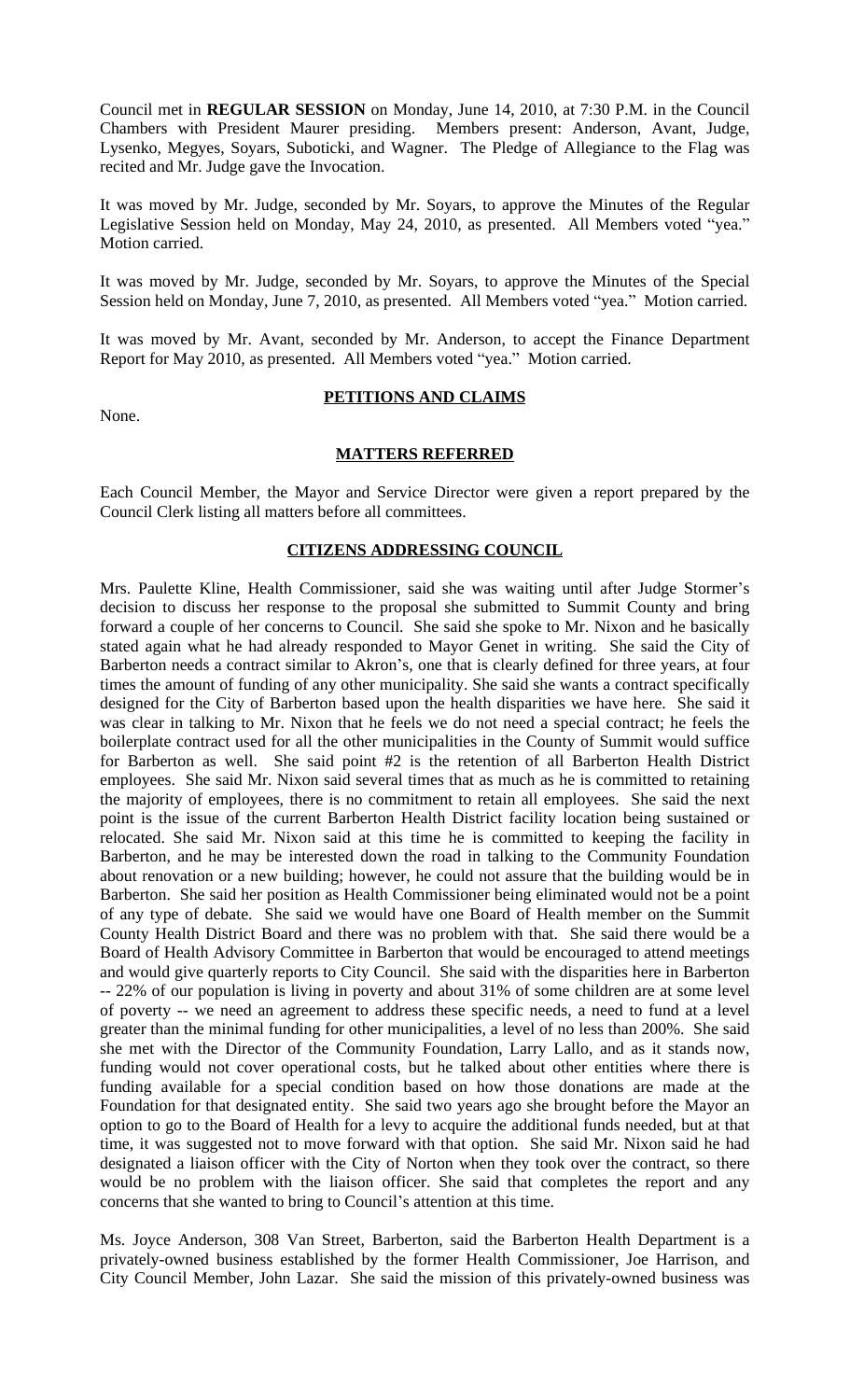Council met in **REGULAR SESSION** on Monday, June 14, 2010, at 7:30 P.M. in the Council Chambers with President Maurer presiding. Members present: Anderson, Avant, Judge, Lysenko, Megyes, Soyars, Suboticki, and Wagner. The Pledge of Allegiance to the Flag was recited and Mr. Judge gave the Invocation.

It was moved by Mr. Judge, seconded by Mr. Soyars, to approve the Minutes of the Regular Legislative Session held on Monday, May 24, 2010, as presented. All Members voted "yea." Motion carried.

It was moved by Mr. Judge, seconded by Mr. Soyars, to approve the Minutes of the Special Session held on Monday, June 7, 2010, as presented. All Members voted "yea." Motion carried.

It was moved by Mr. Avant, seconded by Mr. Anderson, to accept the Finance Department Report for May 2010, as presented. All Members voted "yea." Motion carried.

## PETITIONS AND CLAIMS

None.

## MATTERS REFERRED

Each Council Member, the Mayor and Service Director were given a report prepared by the Council Clerk listing all matters before all committees.

## CITIZENS ADDRESSING COUNCIL

Mrs. Paulette Kline, Health Commissioner, said she was waiting until after Judge Stormer's decision to discuss her response to the proposal she submitted to Summit County and bring forward a couple of her concerns to Council. She said she spoke to Mr. Nixon and he basically stated again what he had already responded to Mayor Genet in writing. She said the City of Barberton needs a contract similar to Akron's, one that is clearly defined for three years, at four times the amount of funding of any other municipality. She said she wants a contract specifically designed for the City of Barberton based upon the health disparities we have here. She said it was clear in talking to Mr. Nixon that he feels we do not need a special contract; he feels the boilerplate contract used for all the other municipalities in the County of Summit would suffice for Barberton as well. She said point #2 is the retention of all Barberton Health District employees. She said Mr. Nixon said several times that as much as he is committed to retaining the majority of employees, there is no commitment to retain all employees. She said the next point is the issue of the current Barberton Health District facility location being sustained or relocated. She said Mr. Nixon said at this time he is committed to keeping the facility in Barberton, and he may be interested down the road in talking to the Community Foundation about renovation or a new building; however, he could not assure that the building would be in Barberton. She said her position as Health Commissioner being eliminated would not be a point of any type of debate. She said we would have one Board of Health member on the Summit County Health District Board and there was no problem with that. She said there would be a Board of Health Advisory Committee in Barberton that would be encouraged to attend meetings and would give quarterly reports to City Council. She said with the disparities here in Barberton -- 22% of our population is living in poverty and about 31% of some children are at some level of poverty -- we need an agreement to address these specific needs, a need to fund at a level greater than the minimal funding for other municipalities, a level of no less than 200%. She said she met with the Director of the Community Foundation, Larry Lallo, and as it stands now, funding would not cover operational costs, but he talked about other entities where there is funding available for a special condition based on how those donations are made at the Foundation for that designated entity. She said two years ago she brought before the Mayor an option to go to the Board of Health for a levy to acquire the additional funds needed, but at that time, it was suggested not to move forward with that option. She said Mr. Nixon said he had designated a liaison officer with the City of Norton when they took over the contract, so there would be no problem with the liaison officer. She said that completes the report and any concerns that she wanted to bring to Council's attention at this time.

Ms. Joyce Anderson, 308 Van Street, Barberton, said the Barberton Health Department is a privately-owned business established by the former Health Commissioner, Joe Harrison, and City Council Member, John Lazar. She said the mission of this privately-owned business was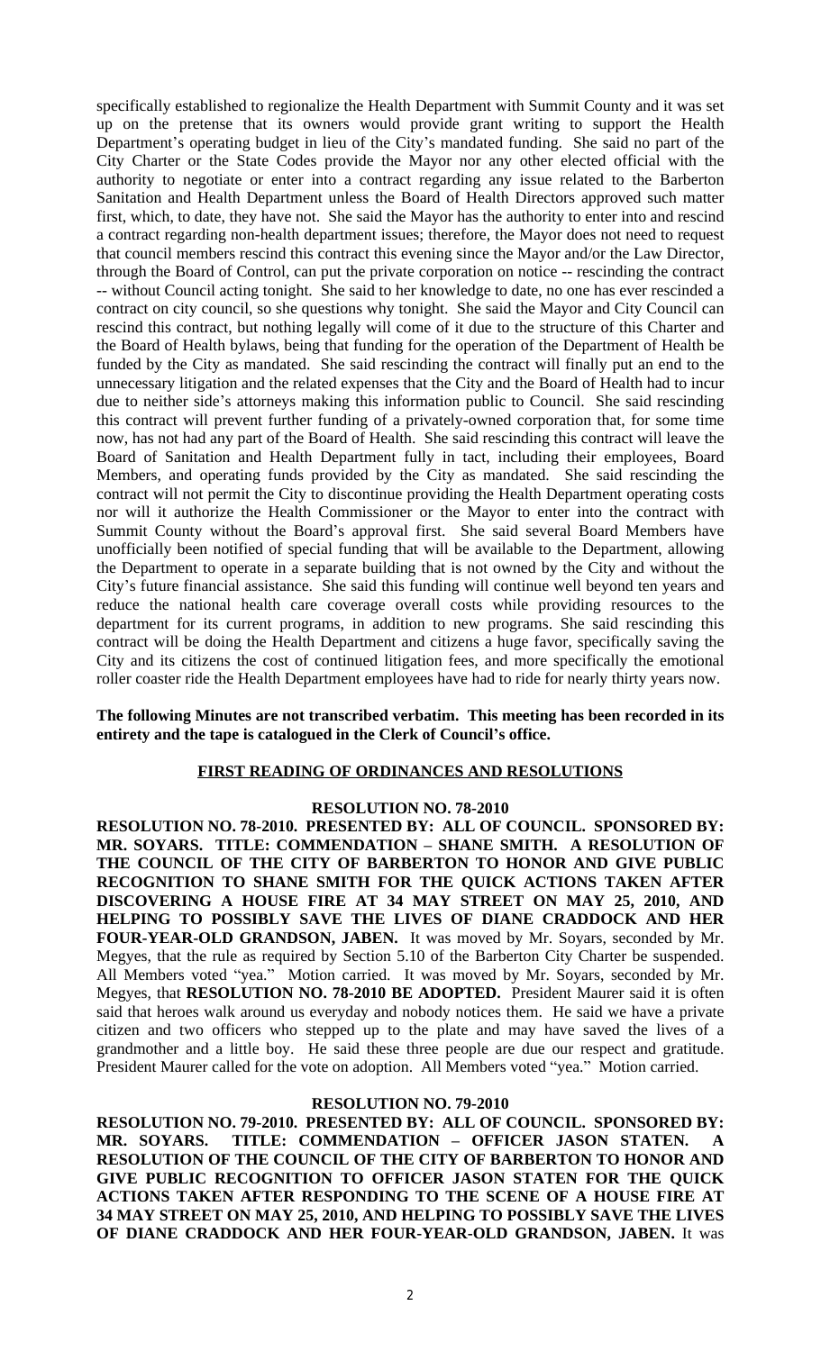specifically established to regionalize the Health Department with Summit County and it was set up on the pretense that its owners would provide grant writing to support the Health Department's operating budget in lieu of the City's mandated funding. She said no part of the City Charter or the State Codes provide the Mayor nor any other elected official with the authority to negotiate or enter into a contract regarding any issue related to the Barberton Sanitation and Health Department unless the Board of Health Directors approved such matter first, which, to date, they have not. She said the Mayor has the authority to enter into and rescind a contract regarding non-health department issues; therefore, the Mayor does not need to request that council members rescind this contract this evening since the Mayor and/or the Law Director, through the Board of Control, can put the private corporation on notice -- rescinding the contract -- without Council acting tonight. She said to her knowledge to date, no one has ever rescinded a contract on city council, so she questions why tonight. She said the Mayor and City Council can rescind this contract, but nothing legally will come of it due to the structure of this Charter and the Board of Health bylaws, being that funding for the operation of the Department of Health be funded by the City as mandated. She said rescinding the contract will finally put an end to the unnecessary litigation and the related expenses that the City and the Board of Health had to incur due to neither side's attorneys making this information public to Council. She said rescinding this contract will prevent further funding of a privately-owned corporation that, for some time now, has not had any part of the Board of Health. She said rescinding this contract will leave the Board of Sanitation and Health Department fully in tact, including their employees, Board Members, and operating funds provided by the City as mandated. She said rescinding the contract will not permit the City to discontinue providing the Health Department operating costs nor will it authorize the Health Commissioner or the Mayor to enter into the contract with Summit County without the Board's approval first. She said several Board Members have unofficially been notified of special funding that will be available to the Department, allowing the Department to operate in a separate building that is not owned by the City and without the City's future financial assistance. She said this funding will continue well beyond ten years and reduce the national health care coverage overall costs while providing resources to the department for its current programs, in addition to new programs. She said rescinding this contract will be doing the Health Department and citizens a huge favor, specifically saving the City and its citizens the cost of continued litigation fees, and more specifically the emotional roller coaster ride the Health Department employees have had to ride for nearly thirty years now.

**The following Minutes are not transcribed verbatim. This meeting has been recorded in its entirety and the tape is catalogued in the Clerk of Council's office.**

## FIRST READING OF ORDINANCES AND RESOLUTIONS

### RESOLUTION NO. 78-2010

**RESOLUTION NO. 78-2010. PRESENTED BY: ALL OF COUNCIL. SPONSORED BY: MR. SOYARS. TITLE: COMMENDATION – SHANE SMITH. A RESOLUTION OF THE COUNCIL OF THE CITY OF BARBERTON TO HONOR AND GIVE PUBLIC RECOGNITION TO SHANE SMITH FOR THE QUICK ACTIONS TAKEN AFTER DISCOVERING A HOUSE FIRE AT 34 MAY STREET ON MAY 25, 2010, AND HELPING TO POSSIBLY SAVE THE LIVES OF DIANE CRADDOCK AND HER FOUR-YEAR-OLD GRANDSON, JABEN.** It was moved by Mr. Soyars, seconded by Mr. Megyes, that the rule as required by Section 5.10 of the Barberton City Charter be suspended. All Members voted "yea." Motion carried. It was moved by Mr. Soyars, seconded by Mr. Megyes, that **RESOLUTION NO. 78-2010 BE ADOPTED.** President Maurer said it is often said that heroes walk around us everyday and nobody notices them. He said we have a private citizen and two officers who stepped up to the plate and may have saved the lives of a grandmother and a little boy. He said these three people are due our respect and gratitude. President Maurer called for the vote on adoption. All Members voted "yea." Motion carried.

### RESOLUTION NO. 79-2010

**RESOLUTION NO. 79-2010. PRESENTED BY: ALL OF COUNCIL. SPONSORED BY: MR. SOYARS. TITLE: COMMENDATION – OFFICER JASON STATEN. A RESOLUTION OF THE COUNCIL OF THE CITY OF BARBERTON TO HONOR AND GIVE PUBLIC RECOGNITION TO OFFICER JASON STATEN FOR THE QUICK ACTIONS TAKEN AFTER RESPONDING TO THE SCENE OF A HOUSE FIRE AT 34 MAY STREET ON MAY 25, 2010, AND HELPING TO POSSIBLY SAVE THE LIVES OF DIANE CRADDOCK AND HER FOUR-YEAR-OLD GRANDSON, JABEN.** It was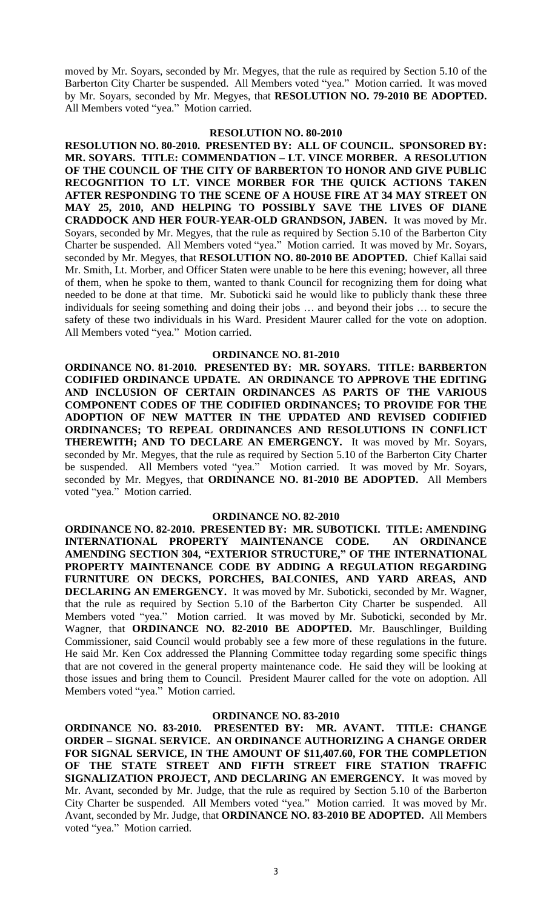moved by Mr. Soyars, seconded by Mr. Megyes, that the rule as required by Section 5.10 of the Barberton City Charter be suspended. All Members voted "yea." Motion carried. It was moved by Mr. Soyars, seconded by Mr. Megyes, that **RESOLUTION NO. 79-2010 BE ADOPTED.** All Members voted "yea." Motion carried.

### RESOLUTION NO. 80-2010

**RESOLUTION NO. 80-2010. PRESENTED BY: ALL OF COUNCIL. SPONSORED BY: MR. SOYARS. TITLE: COMMENDATION – LT. VINCE MORBER. A RESOLUTION OF THE COUNCIL OF THE CITY OF BARBERTON TO HONOR AND GIVE PUBLIC RECOGNITION TO LT. VINCE MORBER FOR THE QUICK ACTIONS TAKEN AFTER RESPONDING TO THE SCENE OF A HOUSE FIRE AT 34 MAY STREET ON MAY 25, 2010, AND HELPING TO POSSIBLY SAVE THE LIVES OF DIANE CRADDOCK AND HER FOUR-YEAR-OLD GRANDSON, JABEN.** It was moved by Mr. Soyars, seconded by Mr. Megyes, that the rule as required by Section 5.10 of the Barberton City Charter be suspended. All Members voted "yea." Motion carried. It was moved by Mr. Soyars, seconded by Mr. Megyes, that **RESOLUTION NO. 80-2010 BE ADOPTED.** Chief Kallai said Mr. Smith, Lt. Morber, and Officer Staten were unable to be here this evening; however, all three of them, when he spoke to them, wanted to thank Council for recognizing them for doing what needed to be done at that time. Mr. Suboticki said he would like to publicly thank these three individuals for seeing something and doing their jobs … and beyond their jobs … to secure the safety of these two individuals in his Ward. President Maurer called for the vote on adoption. All Members voted "yea." Motion carried.

### ORDINANCE NO. 81-2010

**ORDINANCE NO. 81-2010. PRESENTED BY: MR. SOYARS. TITLE: BARBERTON CODIFIED ORDINANCE UPDATE. AN ORDINANCE TO APPROVE THE EDITING AND INCLUSION OF CERTAIN ORDINANCES AS PARTS OF THE VARIOUS COMPONENT CODES OF THE CODIFIED ORDINANCES; TO PROVIDE FOR THE ADOPTION OF NEW MATTER IN THE UPDATED AND REVISED CODIFIED ORDINANCES; TO REPEAL ORDINANCES AND RESOLUTIONS IN CONFLICT THEREWITH; AND TO DECLARE AN EMERGENCY.** It was moved by Mr. Soyars, seconded by Mr. Megyes, that the rule as required by Section 5.10 of the Barberton City Charter be suspended. All Members voted "yea." Motion carried. It was moved by Mr. Soyars, seconded by Mr. Megyes, that **ORDINANCE NO. 81-2010 BE ADOPTED.** All Members voted "yea." Motion carried.

### ORDINANCE NO. 82-2010

**ORDINANCE NO. 82-2010. PRESENTED BY: MR. SUBOTICKI. TITLE: AMENDING INTERNATIONAL PROPERTY MAINTENANCE CODE. AN ORDINANCE AMENDING SECTION 304, "EXTERIOR STRUCTURE," OF THE INTERNATIONAL PROPERTY MAINTENANCE CODE BY ADDING A REGULATION REGARDING FURNITURE ON DECKS, PORCHES, BALCONIES, AND YARD AREAS, AND DECLARING AN EMERGENCY.** It was moved by Mr. Suboticki, seconded by Mr. Wagner, that the rule as required by Section 5.10 of the Barberton City Charter be suspended. All Members voted "yea." Motion carried. It was moved by Mr. Suboticki, seconded by Mr. Wagner, that **ORDINANCE NO. 82-2010 BE ADOPTED.** Mr. Bauschlinger, Building Commissioner, said Council would probably see a few more of these regulations in the future. He said Mr. Ken Cox addressed the Planning Committee today regarding some specific things that are not covered in the general property maintenance code. He said they will be looking at those issues and bring them to Council. President Maurer called for the vote on adoption. All Members voted "yea." Motion carried.

### ORDINANCE NO. 83-2010

**ORDINANCE NO. 83-2010. PRESENTED BY: MR. AVANT. TITLE: CHANGE ORDER – SIGNAL SERVICE. AN ORDINANCE AUTHORIZING A CHANGE ORDER FOR SIGNAL SERVICE, IN THE AMOUNT OF $11,407.60, FOR THE COMPLETION OF THE STATE STREET AND FIFTH STREET FIRE STATION TRAFFIC SIGNALIZATION PROJECT, AND DECLARING AN EMERGENCY.** It was moved by Mr. Avant, seconded by Mr. Judge, that the rule as required by Section 5.10 of the Barberton City Charter be suspended. All Members voted "yea." Motion carried. It was moved by Mr. Avant, seconded by Mr. Judge, that **ORDINANCE NO. 83-2010 BE ADOPTED.** All Members voted "yea." Motion carried.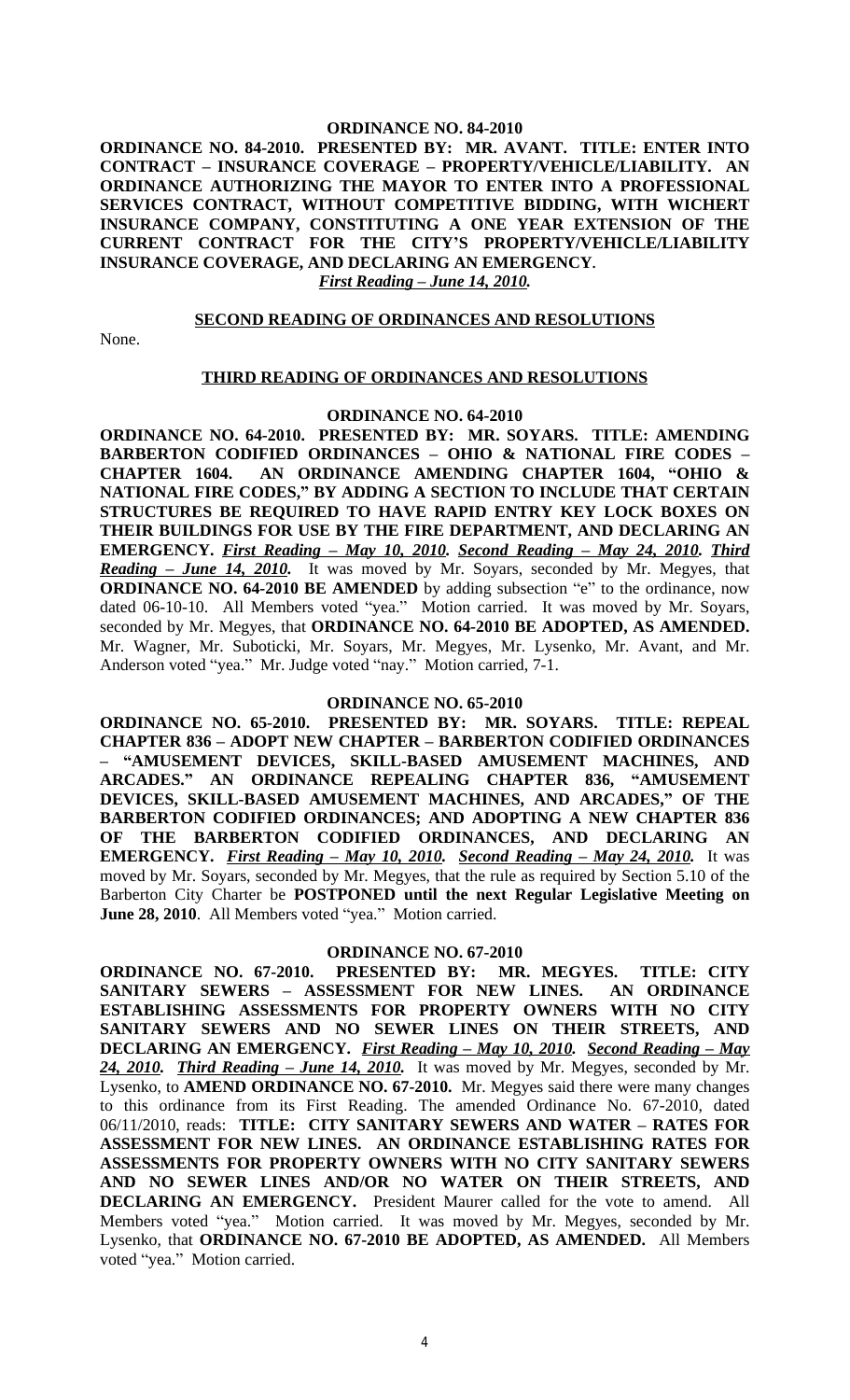### ORDINANCE NO. 84-2010

**ORDINANCE NO. 84-2010. PRESENTED BY: MR. AVANT. TITLE: ENTER INTO CONTRACT – INSURANCE COVERAGE – PROPERTY/VEHICLE/LIABILITY. AN ORDINANCE AUTHORIZING THE MAYOR TO ENTER INTO A PROFESSIONAL SERVICES CONTRACT, WITHOUT COMPETITIVE BIDDING, WITH WICHERT INSURANCE COMPANY, CONSTITUTING A ONE YEAR EXTENSION OF THE CURRENT CONTRACT FOR THE CITY'S PROPERTY/VEHICLE/LIABILITY INSURANCE COVERAGE, AND DECLARING AN EMERGENCY.**
***First Reading – June 14, 2010.***

## SECOND READING OF ORDINANCES AND RESOLUTIONS

None.

## THIRD READING OF ORDINANCES AND RESOLUTIONS

### ORDINANCE NO. 64-2010

**ORDINANCE NO. 64-2010. PRESENTED BY: MR. SOYARS. TITLE: AMENDING BARBERTON CODIFIED ORDINANCES – OHIO & NATIONAL FIRE CODES – CHAPTER 1604. AN ORDINANCE AMENDING CHAPTER 1604, "OHIO & NATIONAL FIRE CODES," BY ADDING A SECTION TO INCLUDE THAT CERTAIN STRUCTURES BE REQUIRED TO HAVE RAPID ENTRY KEY LOCK BOXES ON THEIR BUILDINGS FOR USE BY THE FIRE DEPARTMENT, AND DECLARING AN EMERGENCY.** ***First Reading – May 10, 2010. Second Reading – May 24, 2010. Third Reading – June 14, 2010.*** It was moved by Mr. Soyars, seconded by Mr. Megyes, that **ORDINANCE NO. 64-2010 BE AMENDED** by adding subsection "e" to the ordinance, now dated 06-10-10. All Members voted "yea." Motion carried. It was moved by Mr. Soyars, seconded by Mr. Megyes, that **ORDINANCE NO. 64-2010 BE ADOPTED, AS AMENDED.** Mr. Wagner, Mr. Suboticki, Mr. Soyars, Mr. Megyes, Mr. Lysenko, Mr. Avant, and Mr. Anderson voted "yea." Mr. Judge voted "nay." Motion carried, 7-1.

### ORDINANCE NO. 65-2010

**ORDINANCE NO. 65-2010. PRESENTED BY: MR. SOYARS. TITLE: REPEAL CHAPTER 836 – ADOPT NEW CHAPTER – BARBERTON CODIFIED ORDINANCES – "AMUSEMENT DEVICES, SKILL-BASED AMUSEMENT MACHINES, AND ARCADES." AN ORDINANCE REPEALING CHAPTER 836, "AMUSEMENT DEVICES, SKILL-BASED AMUSEMENT MACHINES, AND ARCADES," OF THE BARBERTON CODIFIED ORDINANCES; AND ADOPTING A NEW CHAPTER 836 OF THE BARBERTON CODIFIED ORDINANCES, AND DECLARING AN EMERGENCY.** ***First Reading – May 10, 2010. Second Reading – May 24, 2010.*** It was moved by Mr. Soyars, seconded by Mr. Megyes, that the rule as required by Section 5.10 of the Barberton City Charter be **POSTPONED until the next Regular Legislative Meeting on June 28, 2010**. All Members voted "yea." Motion carried.

### ORDINANCE NO. 67-2010

**ORDINANCE NO. 67-2010. PRESENTED BY: MR. MEGYES. TITLE: CITY SANITARY SEWERS – ASSESSMENT FOR NEW LINES. AN ORDINANCE ESTABLISHING ASSESSMENTS FOR PROPERTY OWNERS WITH NO CITY SANITARY SEWERS AND NO SEWER LINES ON THEIR STREETS, AND DECLARING AN EMERGENCY.** ***First Reading – May 10, 2010. Second Reading – May 24, 2010. Third Reading – June 14, 2010.*** It was moved by Mr. Megyes, seconded by Mr. Lysenko, to **AMEND ORDINANCE NO. 67-2010.** Mr. Megyes said there were many changes to this ordinance from its First Reading. The amended Ordinance No. 67-2010, dated 06/11/2010, reads: **TITLE: CITY SANITARY SEWERS AND WATER – RATES FOR ASSESSMENT FOR NEW LINES. AN ORDINANCE ESTABLISHING RATES FOR ASSESSMENTS FOR PROPERTY OWNERS WITH NO CITY SANITARY SEWERS AND NO SEWER LINES AND/OR NO WATER ON THEIR STREETS, AND DECLARING AN EMERGENCY.** President Maurer called for the vote to amend. All Members voted "yea." Motion carried. It was moved by Mr. Megyes, seconded by Mr. Lysenko, that **ORDINANCE NO. 67-2010 BE ADOPTED, AS AMENDED.** All Members voted "yea." Motion carried.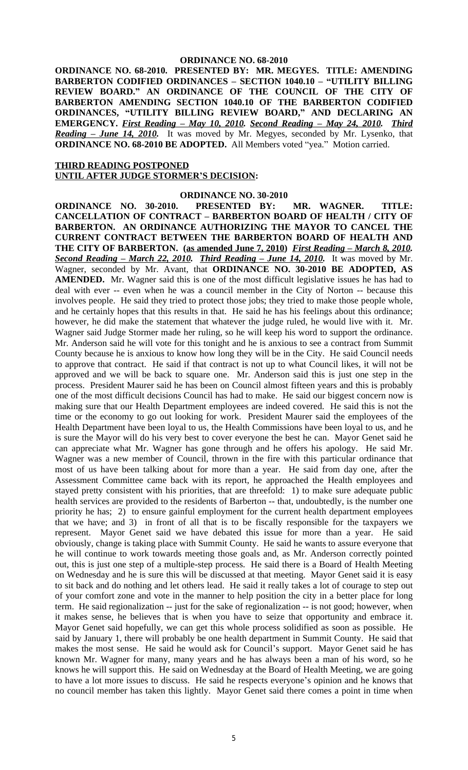**ORDINANCE NO. 68-2010**

**ORDINANCE NO. 68-2010. PRESENTED BY: MR. MEGYES. TITLE: AMENDING BARBERTON CODIFIED ORDINANCES – SECTION 1040.10 – "UTILITY BILLING REVIEW BOARD." AN ORDINANCE OF THE COUNCIL OF THE CITY OF BARBERTON AMENDING SECTION 1040.10 OF THE BARBERTON CODIFIED ORDINANCES, "UTILITY BILLING REVIEW BOARD," AND DECLARING AN EMERGENCY.** ***First Reading – May 10, 2010. Second Reading – May 24, 2010. Third Reading – June 14, 2010.*** It was moved by Mr. Megyes, seconded by Mr. Lysenko, that **ORDINANCE NO. 68-2010 BE ADOPTED.** All Members voted "yea." Motion carried.

**THIRD READING POSTPONED UNTIL AFTER JUDGE STORMER'S DECISION:**

**ORDINANCE NO. 30-2010**

**ORDINANCE NO. 30-2010. PRESENTED BY: MR. WAGNER. TITLE: CANCELLATION OF CONTRACT – BARBERTON BOARD OF HEALTH / CITY OF BARBERTON. AN ORDINANCE AUTHORIZING THE MAYOR TO CANCEL THE CURRENT CONTRACT BETWEEN THE BARBERTON BOARD OF HEALTH AND THE CITY OF BARBERTON. (as amended June 7, 2010)** ***First Reading – March 8, 2010. Second Reading – March 22, 2010. Third Reading – June 14, 2010.*** It was moved by Mr. Wagner, seconded by Mr. Avant, that **ORDINANCE NO. 30-2010 BE ADOPTED, AS AMENDED.** Mr. Wagner said this is one of the most difficult legislative issues he has had to deal with ever -- even when he was a council member in the City of Norton -- because this involves people. He said they tried to protect those jobs; they tried to make those people whole, and he certainly hopes that this results in that. He said he has his feelings about this ordinance; however, he did make the statement that whatever the judge ruled, he would live with it. Mr. Wagner said Judge Stormer made her ruling, so he will keep his word to support the ordinance. Mr. Anderson said he will vote for this tonight and he is anxious to see a contract from Summit County because he is anxious to know how long they will be in the City. He said Council needs to approve that contract. He said if that contract is not up to what Council likes, it will not be approved and we will be back to square one. Mr. Anderson said this is just one step in the process. President Maurer said he has been on Council almost fifteen years and this is probably one of the most difficult decisions Council has had to make. He said our biggest concern now is making sure that our Health Department employees are indeed covered. He said this is not the time or the economy to go out looking for work. President Maurer said the employees of the Health Department have been loyal to us, the Health Commissions have been loyal to us, and he is sure the Mayor will do his very best to cover everyone the best he can. Mayor Genet said he can appreciate what Mr. Wagner has gone through and he offers his apology. He said Mr. Wagner was a new member of Council, thrown in the fire with this particular ordinance that most of us have been talking about for more than a year. He said from day one, after the Assessment Committee came back with its report, he approached the Health employees and stayed pretty consistent with his priorities, that are threefold: 1) to make sure adequate public health services are provided to the residents of Barberton -- that, undoubtedly, is the number one priority he has; 2) to ensure gainful employment for the current health department employees that we have; and 3) in front of all that is to be fiscally responsible for the taxpayers we represent. Mayor Genet said we have debated this issue for more than a year. He said obviously, change is taking place with Summit County. He said he wants to assure everyone that he will continue to work towards meeting those goals and, as Mr. Anderson correctly pointed out, this is just one step of a multiple-step process. He said there is a Board of Health Meeting on Wednesday and he is sure this will be discussed at that meeting. Mayor Genet said it is easy to sit back and do nothing and let others lead. He said it really takes a lot of courage to step out of your comfort zone and vote in the manner to help position the city in a better place for long term. He said regionalization -- just for the sake of regionalization -- is not good; however, when it makes sense, he believes that is when you have to seize that opportunity and embrace it. Mayor Genet said hopefully, we can get this whole process solidified as soon as possible. He said by January 1, there will probably be one health department in Summit County. He said that makes the most sense. He said he would ask for Council's support. Mayor Genet said he has known Mr. Wagner for many, many years and he has always been a man of his word, so he knows he will support this. He said on Wednesday at the Board of Health Meeting, we are going to have a lot more issues to discuss. He said he respects everyone's opinion and he knows that no council member has taken this lightly. Mayor Genet said there comes a point in time when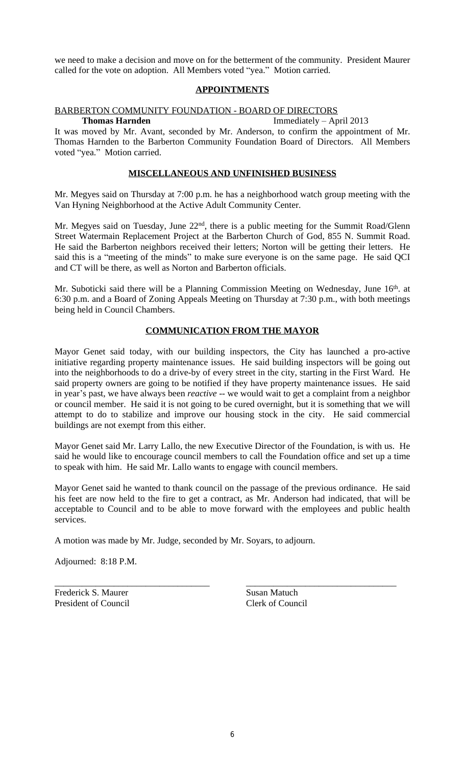we need to make a decision and move on for the betterment of the community. President Maurer called for the vote on adoption. All Members voted "yea." Motion carried.

## APPOINTMENTS

BARBERTON COMMUNITY FOUNDATION - BOARD OF DIRECTORS

**Thomas Harnden** Immediately – April 2013

It was moved by Mr. Avant, seconded by Mr. Anderson, to confirm the appointment of Mr. Thomas Harnden to the Barberton Community Foundation Board of Directors. All Members voted "yea." Motion carried.

## MISCELLANEOUS AND UNFINISHED BUSINESS

Mr. Megyes said on Thursday at 7:00 p.m. he has a neighborhood watch group meeting with the Van Hyning Neighborhood at the Active Adult Community Center.

Mr. Megyes said on Tuesday, June 22nd, there is a public meeting for the Summit Road/Glenn Street Watermain Replacement Project at the Barberton Church of God, 855 N. Summit Road. He said the Barberton neighbors received their letters; Norton will be getting their letters. He said this is a "meeting of the minds" to make sure everyone is on the same page. He said QCI and CT will be there, as well as Norton and Barberton officials.

Mr. Suboticki said there will be a Planning Commission Meeting on Wednesday, June 16th. at 6:30 p.m. and a Board of Zoning Appeals Meeting on Thursday at 7:30 p.m., with both meetings being held in Council Chambers.

## COMMUNICATION FROM THE MAYOR

Mayor Genet said today, with our building inspectors, the City has launched a pro-active initiative regarding property maintenance issues. He said building inspectors will be going out into the neighborhoods to do a drive-by of every street in the city, starting in the First Ward. He said property owners are going to be notified if they have property maintenance issues. He said in year's past, we have always been *reactive* -- we would wait to get a complaint from a neighbor or council member. He said it is not going to be cured overnight, but it is something that we will attempt to do to stabilize and improve our housing stock in the city. He said commercial buildings are not exempt from this either.

Mayor Genet said Mr. Larry Lallo, the new Executive Director of the Foundation, is with us. He said he would like to encourage council members to call the Foundation office and set up a time to speak with him. He said Mr. Lallo wants to engage with council members.

Mayor Genet said he wanted to thank council on the passage of the previous ordinance. He said his feet are now held to the fire to get a contract, as Mr. Anderson had indicated, that will be acceptable to Council and to be able to move forward with the employees and public health services.

A motion was made by Mr. Judge, seconded by Mr. Soyars, to adjourn.

Adjourned: 8:18 P.M.

\_\_\_\_\_\_\_\_\_\_\_\_\_\_\_\_\_\_\_\_\_\_\_\_\_\_\_\_\_\_\_\_\_\_

Frederick S. Maurer
President of Council

\_\_\_\_\_\_\_\_\_\_\_\_\_\_\_\_\_\_\_\_\_\_\_\_\_\_\_\_\_\_\_\_\_\_

Susan Matuch
Clerk of Council